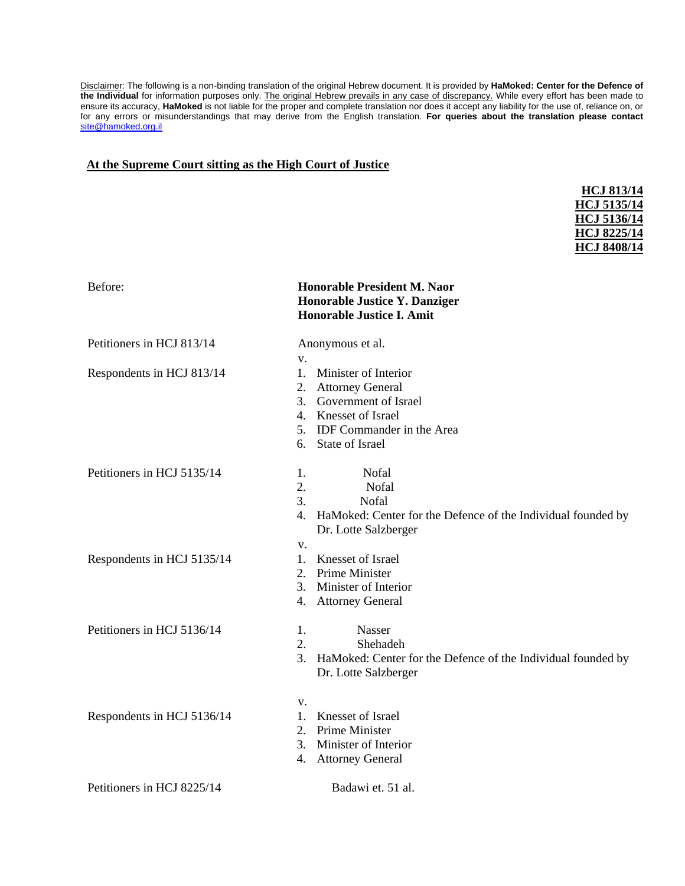Disclaimer: The following is a non-binding translation of the original Hebrew document. It is provided by **HaMoked: Center for the Defence of the Individual** for information purposes only. The original Hebrew prevails in any case of discrepancy. While every effort has been made to ensure its accuracy, **HaMoked** is not liable for the proper and complete translation nor does it accept any liability for the use of, reliance on, or for any errors or misunderstandings that may derive from the English translation. **For queries about the translation please contact** site@hamoked.org.il

**At the Supreme Court sitting as the High Court of Justice**

**HCJ 813/14**
**HCJ 5135/14**
**HCJ 5136/14**
**HCJ 8225/14**
**HCJ 8408/14**

Before: **Honorable President M. Naor**
**Honorable Justice Y. Danziger**
**Honorable Justice I. Amit**

Petitioners in HCJ 813/14: Anonymous et al.

v.

Respondents in HCJ 813/14:
1. Minister of Interior
2. Attorney General
3. Government of Israel
4. Knesset of Israel
5. IDF Commander in the Area
6. State of Israel

Petitioners in HCJ 5135/14:
1. Nofal
2. Nofal
3. Nofal
4. HaMoked: Center for the Defence of the Individual founded by Dr. Lotte Salzberger

v.

Respondents in HCJ 5135/14:
1. Knesset of Israel
2. Prime Minister
3. Minister of Interior
4. Attorney General

Petitioners in HCJ 5136/14:
1. Nasser
2. Shehadeh
3. HaMoked: Center for the Defence of the Individual founded by Dr. Lotte Salzberger

v.

Respondents in HCJ 5136/14:
1. Knesset of Israel
2. Prime Minister
3. Minister of Interior
4. Attorney General

Petitioners in HCJ 8225/14: Badawi et. 51 al.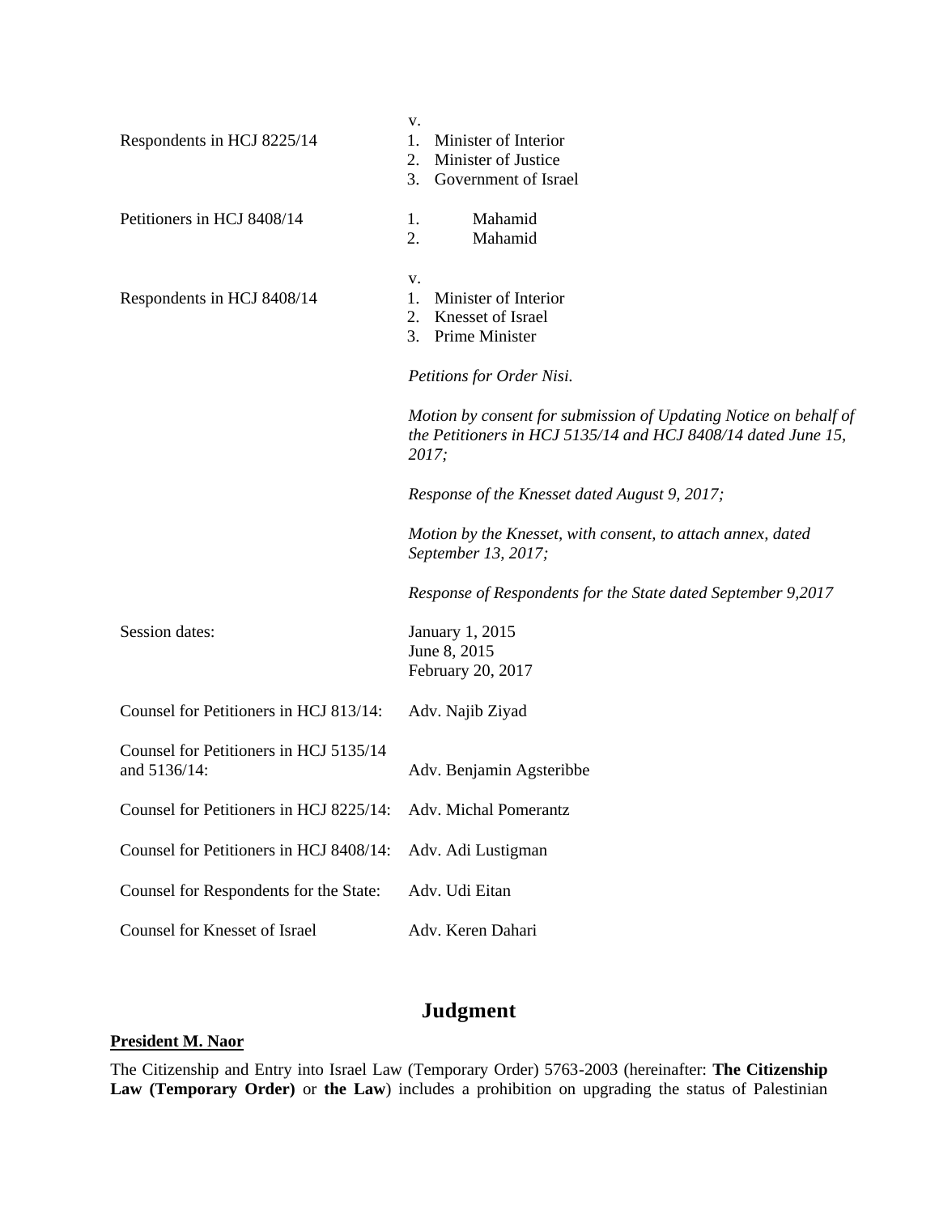v.

| | |
|---|---|
| Respondents in HCJ 8225/14 | 1. Minister of Interior<br>2. Minister of Justice<br>3. Government of Israel |
| Petitioners in HCJ 8408/14 | 1. Mahamid<br>2. Mahamid |

v.

| | |
|---|---|
| Respondents in HCJ 8408/14 | 1. Minister of Interior<br>2. Knesset of Israel<br>3. Prime Minister |

*Petitions for Order Nisi.*

*Motion by consent for submission of Updating Notice on behalf of the Petitioners in HCJ 5135/14 and HCJ 8408/14 dated June 15, 2017;*

*Response of the Knesset dated August 9, 2017;*

*Motion by the Knesset, with consent, to attach annex, dated September 13, 2017;*

*Response of Respondents for the State dated September 9,2017*

| | |
|---|---|
| Session dates: | January 1, 2015<br>June 8, 2015<br>February 20, 2017 |
| Counsel for Petitioners in HCJ 813/14: | Adv. Najib Ziyad |
| Counsel for Petitioners in HCJ 5135/14 and 5136/14: | Adv. Benjamin Agsteribbe |
| Counsel for Petitioners in HCJ 8225/14: | Adv. Michal Pomerantz |
| Counsel for Petitioners in HCJ 8408/14: | Adv. Adi Lustigman |
| Counsel for Respondents for the State: | Adv. Udi Eitan |
| Counsel for Knesset of Israel | Adv. Keren Dahari |

# Judgment

**President M. Naor**

The Citizenship and Entry into Israel Law (Temporary Order) 5763-2003 (hereinafter: **The Citizenship Law (Temporary Order)** or **the Law**) includes a prohibition on upgrading the status of Palestinian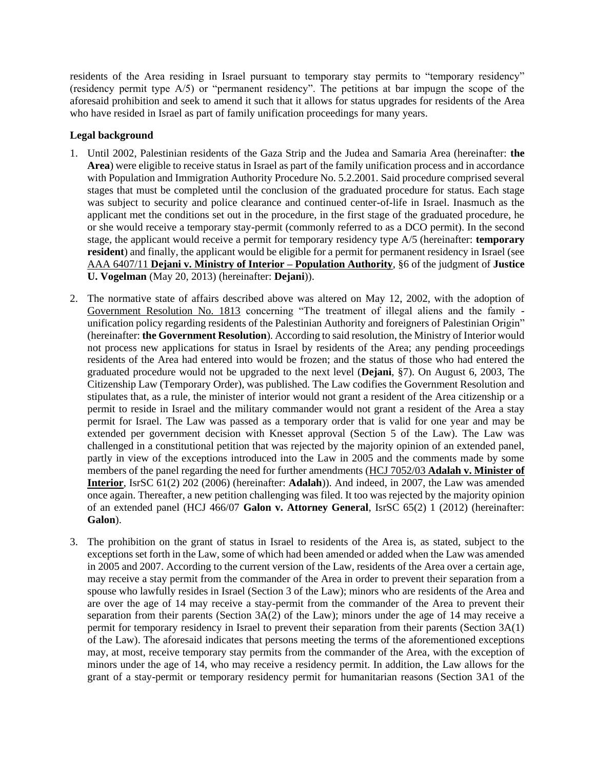residents of the Area residing in Israel pursuant to temporary stay permits to "temporary residency" (residency permit type A/5) or "permanent residency". The petitions at bar impugn the scope of the aforesaid prohibition and seek to amend it such that it allows for status upgrades for residents of the Area who have resided in Israel as part of family unification proceedings for many years.

**Legal background**

1. Until 2002, Palestinian residents of the Gaza Strip and the Judea and Samaria Area (hereinafter: **the Area**) were eligible to receive status in Israel as part of the family unification process and in accordance with Population and Immigration Authority Procedure No. 5.2.2001. Said procedure comprised several stages that must be completed until the conclusion of the graduated procedure for status. Each stage was subject to security and police clearance and continued center-of-life in Israel. Inasmuch as the applicant met the conditions set out in the procedure, in the first stage of the graduated procedure, he or she would receive a temporary stay-permit (commonly referred to as a DCO permit). In the second stage, the applicant would receive a permit for temporary residency type A/5 (hereinafter: **temporary resident**) and finally, the applicant would be eligible for a permit for permanent residency in Israel (see AAA 6407/11 **Dejani v. Ministry of Interior – Population Authority**, §6 of the judgment of **Justice U. Vogelman** (May 20, 2013) (hereinafter: **Dejani**)).

2. The normative state of affairs described above was altered on May 12, 2002, with the adoption of Government Resolution No. 1813 concerning "The treatment of illegal aliens and the family - unification policy regarding residents of the Palestinian Authority and foreigners of Palestinian Origin" (hereinafter: **the Government Resolution**). According to said resolution, the Ministry of Interior would not process new applications for status in Israel by residents of the Area; any pending proceedings residents of the Area had entered into would be frozen; and the status of those who had entered the graduated procedure would not be upgraded to the next level (**Dejani**, §7). On August 6, 2003, The Citizenship Law (Temporary Order), was published. The Law codifies the Government Resolution and stipulates that, as a rule, the minister of interior would not grant a resident of the Area citizenship or a permit to reside in Israel and the military commander would not grant a resident of the Area a stay permit for Israel. The Law was passed as a temporary order that is valid for one year and may be extended per government decision with Knesset approval (Section 5 of the Law). The Law was challenged in a constitutional petition that was rejected by the majority opinion of an extended panel, partly in view of the exceptions introduced into the Law in 2005 and the comments made by some members of the panel regarding the need for further amendments (HCJ 7052/03 **Adalah v. Minister of Interior**, IsrSC 61(2) 202 (2006) (hereinafter: **Adalah**)). And indeed, in 2007, the Law was amended once again. Thereafter, a new petition challenging was filed. It too was rejected by the majority opinion of an extended panel (HCJ 466/07 **Galon v. Attorney General**, IsrSC 65(2) 1 (2012) (hereinafter: **Galon**).

3. The prohibition on the grant of status in Israel to residents of the Area is, as stated, subject to the exceptions set forth in the Law, some of which had been amended or added when the Law was amended in 2005 and 2007. According to the current version of the Law, residents of the Area over a certain age, may receive a stay permit from the commander of the Area in order to prevent their separation from a spouse who lawfully resides in Israel (Section 3 of the Law); minors who are residents of the Area and are over the age of 14 may receive a stay-permit from the commander of the Area to prevent their separation from their parents (Section 3A(2) of the Law); minors under the age of 14 may receive a permit for temporary residency in Israel to prevent their separation from their parents (Section 3A(1) of the Law). The aforesaid indicates that persons meeting the terms of the aforementioned exceptions may, at most, receive temporary stay permits from the commander of the Area, with the exception of minors under the age of 14, who may receive a residency permit. In addition, the Law allows for the grant of a stay-permit or temporary residency permit for humanitarian reasons (Section 3A1 of the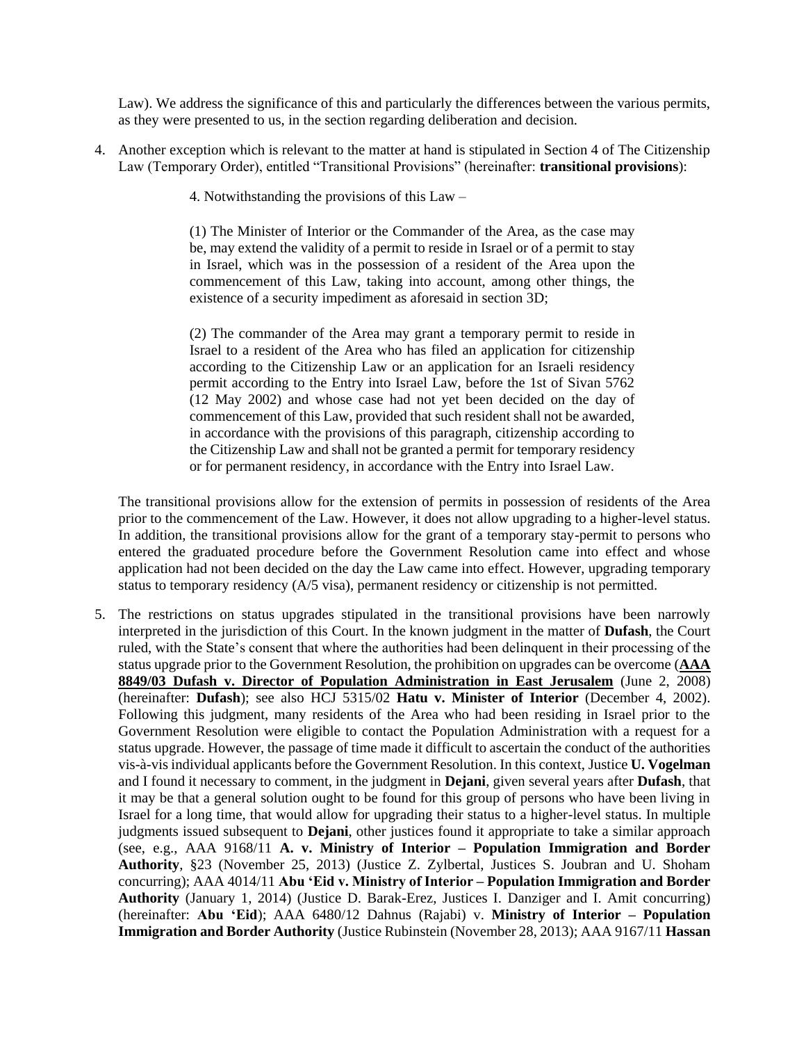Law). We address the significance of this and particularly the differences between the various permits, as they were presented to us, in the section regarding deliberation and decision.

4. Another exception which is relevant to the matter at hand is stipulated in Section 4 of The Citizenship Law (Temporary Order), entitled "Transitional Provisions" (hereinafter: **transitional provisions**):

> 4. Notwithstanding the provisions of this Law –
>
> (1) The Minister of Interior or the Commander of the Area, as the case may be, may extend the validity of a permit to reside in Israel or of a permit to stay in Israel, which was in the possession of a resident of the Area upon the commencement of this Law, taking into account, among other things, the existence of a security impediment as aforesaid in section 3D;
>
> (2) The commander of the Area may grant a temporary permit to reside in Israel to a resident of the Area who has filed an application for citizenship according to the Citizenship Law or an application for an Israeli residency permit according to the Entry into Israel Law, before the 1st of Sivan 5762 (12 May 2002) and whose case had not yet been decided on the day of commencement of this Law, provided that such resident shall not be awarded, in accordance with the provisions of this paragraph, citizenship according to the Citizenship Law and shall not be granted a permit for temporary residency or for permanent residency, in accordance with the Entry into Israel Law.

The transitional provisions allow for the extension of permits in possession of residents of the Area prior to the commencement of the Law. However, it does not allow upgrading to a higher-level status. In addition, the transitional provisions allow for the grant of a temporary stay-permit to persons who entered the graduated procedure before the Government Resolution came into effect and whose application had not been decided on the day the Law came into effect. However, upgrading temporary status to temporary residency (A/5 visa), permanent residency or citizenship is not permitted.

5. The restrictions on status upgrades stipulated in the transitional provisions have been narrowly interpreted in the jurisdiction of this Court. In the known judgment in the matter of **Dufash**, the Court ruled, with the State's consent that where the authorities had been delinquent in their processing of the status upgrade prior to the Government Resolution, the prohibition on upgrades can be overcome (**AAA 8849/03 Dufash v. Director of Population Administration in East Jerusalem** (June 2, 2008) (hereinafter: **Dufash**); see also HCJ 5315/02 **Hatu v. Minister of Interior** (December 4, 2002). Following this judgment, many residents of the Area who had been residing in Israel prior to the Government Resolution were eligible to contact the Population Administration with a request for a status upgrade. However, the passage of time made it difficult to ascertain the conduct of the authorities vis-à-vis individual applicants before the Government Resolution. In this context, Justice **U. Vogelman** and I found it necessary to comment, in the judgment in **Dejani**, given several years after **Dufash**, that it may be that a general solution ought to be found for this group of persons who have been living in Israel for a long time, that would allow for upgrading their status to a higher-level status. In multiple judgments issued subsequent to **Dejani**, other justices found it appropriate to take a similar approach (see, e.g., AAA 9168/11 **A. v. Ministry of Interior – Population Immigration and Border Authority**, §23 (November 25, 2013) (Justice Z. Zylbertal, Justices S. Joubran and U. Shoham concurring); AAA 4014/11 **Abu 'Eid v. Ministry of Interior – Population Immigration and Border Authority** (January 1, 2014) (Justice D. Barak-Erez, Justices I. Danziger and I. Amit concurring) (hereinafter: **Abu 'Eid**); AAA 6480/12 Dahnus (Rajabi) v. **Ministry of Interior – Population Immigration and Border Authority** (Justice Rubinstein (November 28, 2013); AAA 9167/11 **Hassan**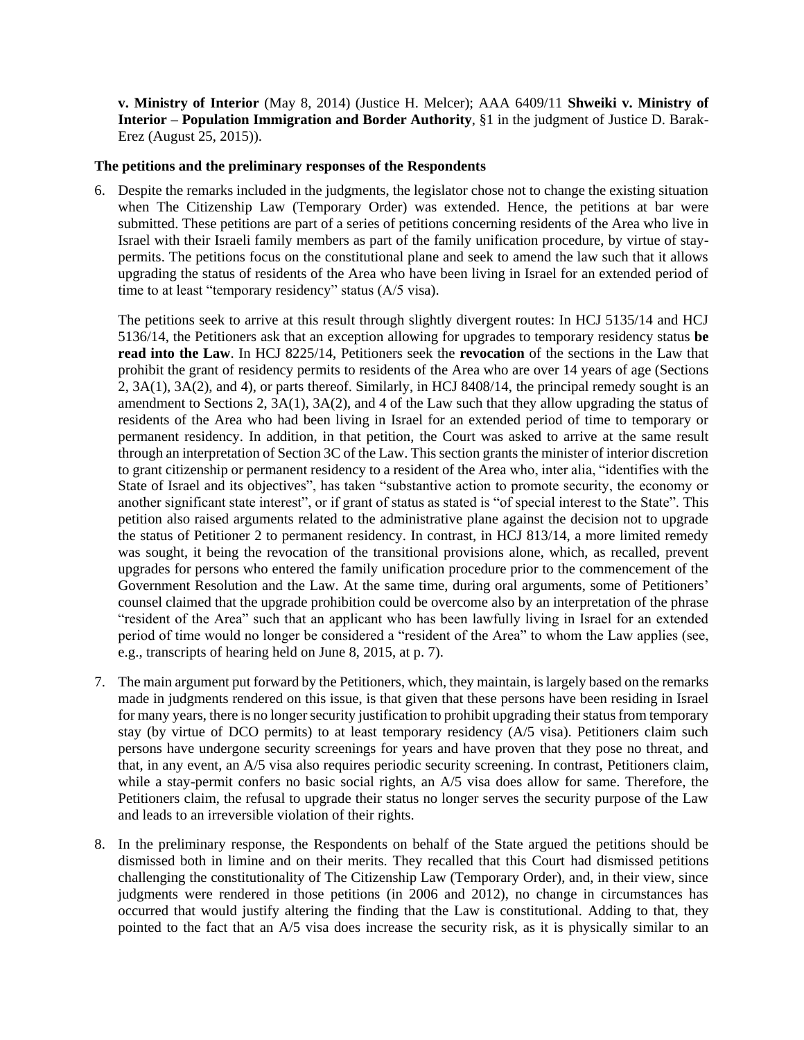**v. Ministry of Interior** (May 8, 2014) (Justice H. Melcer); AAA 6409/11 **Shweiki v. Ministry of Interior – Population Immigration and Border Authority**, §1 in the judgment of Justice D. Barak-Erez (August 25, 2015)).

**The petitions and the preliminary responses of the Respondents**

6. Despite the remarks included in the judgments, the legislator chose not to change the existing situation when The Citizenship Law (Temporary Order) was extended. Hence, the petitions at bar were submitted. These petitions are part of a series of petitions concerning residents of the Area who live in Israel with their Israeli family members as part of the family unification procedure, by virtue of stay-permits. The petitions focus on the constitutional plane and seek to amend the law such that it allows upgrading the status of residents of the Area who have been living in Israel for an extended period of time to at least "temporary residency" status (A/5 visa).

   The petitions seek to arrive at this result through slightly divergent routes: In HCJ 5135/14 and HCJ 5136/14, the Petitioners ask that an exception allowing for upgrades to temporary residency status **be read into the Law**. In HCJ 8225/14, Petitioners seek the **revocation** of the sections in the Law that prohibit the grant of residency permits to residents of the Area who are over 14 years of age (Sections 2, 3A(1), 3A(2), and 4), or parts thereof. Similarly, in HCJ 8408/14, the principal remedy sought is an amendment to Sections 2, 3A(1), 3A(2), and 4 of the Law such that they allow upgrading the status of residents of the Area who had been living in Israel for an extended period of time to temporary or permanent residency. In addition, in that petition, the Court was asked to arrive at the same result through an interpretation of Section 3C of the Law. This section grants the minister of interior discretion to grant citizenship or permanent residency to a resident of the Area who, inter alia, "identifies with the State of Israel and its objectives", has taken "substantive action to promote security, the economy or another significant state interest", or if grant of status as stated is "of special interest to the State". This petition also raised arguments related to the administrative plane against the decision not to upgrade the status of Petitioner 2 to permanent residency. In contrast, in HCJ 813/14, a more limited remedy was sought, it being the revocation of the transitional provisions alone, which, as recalled, prevent upgrades for persons who entered the family unification procedure prior to the commencement of the Government Resolution and the Law. At the same time, during oral arguments, some of Petitioners' counsel claimed that the upgrade prohibition could be overcome also by an interpretation of the phrase "resident of the Area" such that an applicant who has been lawfully living in Israel for an extended period of time would no longer be considered a "resident of the Area" to whom the Law applies (see, e.g., transcripts of hearing held on June 8, 2015, at p. 7).

7. The main argument put forward by the Petitioners, which, they maintain, is largely based on the remarks made in judgments rendered on this issue, is that given that these persons have been residing in Israel for many years, there is no longer security justification to prohibit upgrading their status from temporary stay (by virtue of DCO permits) to at least temporary residency (A/5 visa). Petitioners claim such persons have undergone security screenings for years and have proven that they pose no threat, and that, in any event, an A/5 visa also requires periodic security screening. In contrast, Petitioners claim, while a stay-permit confers no basic social rights, an A/5 visa does allow for same. Therefore, the Petitioners claim, the refusal to upgrade their status no longer serves the security purpose of the Law and leads to an irreversible violation of their rights.

8. In the preliminary response, the Respondents on behalf of the State argued the petitions should be dismissed both in limine and on their merits. They recalled that this Court had dismissed petitions challenging the constitutionality of The Citizenship Law (Temporary Order), and, in their view, since judgments were rendered in those petitions (in 2006 and 2012), no change in circumstances has occurred that would justify altering the finding that the Law is constitutional. Adding to that, they pointed to the fact that an A/5 visa does increase the security risk, as it is physically similar to an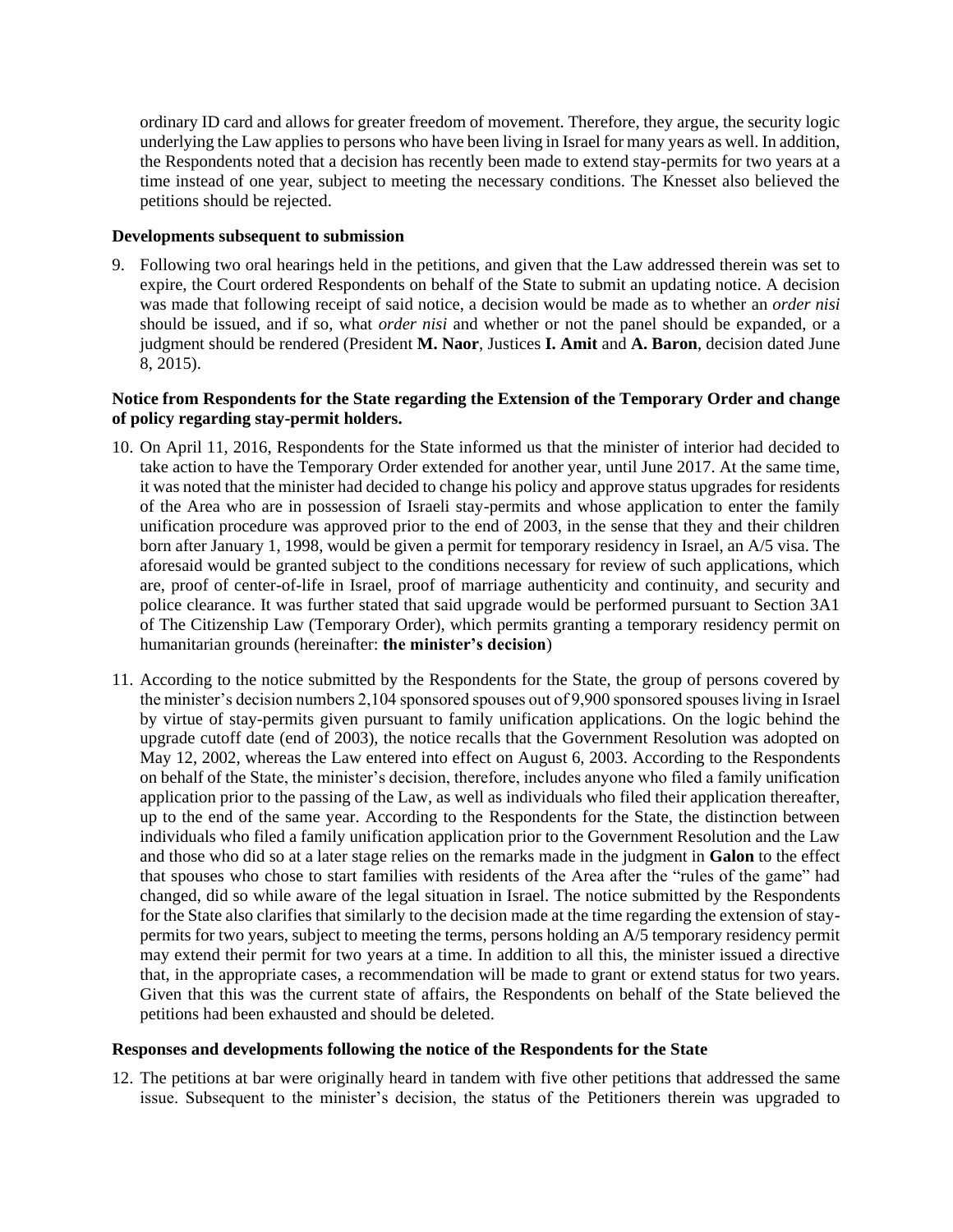ordinary ID card and allows for greater freedom of movement. Therefore, they argue, the security logic underlying the Law applies to persons who have been living in Israel for many years as well. In addition, the Respondents noted that a decision has recently been made to extend stay-permits for two years at a time instead of one year, subject to meeting the necessary conditions. The Knesset also believed the petitions should be rejected.

**Developments subsequent to submission**

9. Following two oral hearings held in the petitions, and given that the Law addressed therein was set to expire, the Court ordered Respondents on behalf of the State to submit an updating notice. A decision was made that following receipt of said notice, a decision would be made as to whether an *order nisi* should be issued, and if so, what *order nisi* and whether or not the panel should be expanded, or a judgment should be rendered (President **M. Naor**, Justices **I. Amit** and **A. Baron**, decision dated June 8, 2015).

**Notice from Respondents for the State regarding the Extension of the Temporary Order and change of policy regarding stay-permit holders.**

10. On April 11, 2016, Respondents for the State informed us that the minister of interior had decided to take action to have the Temporary Order extended for another year, until June 2017. At the same time, it was noted that the minister had decided to change his policy and approve status upgrades for residents of the Area who are in possession of Israeli stay-permits and whose application to enter the family unification procedure was approved prior to the end of 2003, in the sense that they and their children born after January 1, 1998, would be given a permit for temporary residency in Israel, an A/5 visa. The aforesaid would be granted subject to the conditions necessary for review of such applications, which are, proof of center-of-life in Israel, proof of marriage authenticity and continuity, and security and police clearance. It was further stated that said upgrade would be performed pursuant to Section 3A1 of The Citizenship Law (Temporary Order), which permits granting a temporary residency permit on humanitarian grounds (hereinafter: **the minister's decision**)

11. According to the notice submitted by the Respondents for the State, the group of persons covered by the minister's decision numbers 2,104 sponsored spouses out of 9,900 sponsored spouses living in Israel by virtue of stay-permits given pursuant to family unification applications. On the logic behind the upgrade cutoff date (end of 2003), the notice recalls that the Government Resolution was adopted on May 12, 2002, whereas the Law entered into effect on August 6, 2003. According to the Respondents on behalf of the State, the minister's decision, therefore, includes anyone who filed a family unification application prior to the passing of the Law, as well as individuals who filed their application thereafter, up to the end of the same year. According to the Respondents for the State, the distinction between individuals who filed a family unification application prior to the Government Resolution and the Law and those who did so at a later stage relies on the remarks made in the judgment in **Galon** to the effect that spouses who chose to start families with residents of the Area after the "rules of the game" had changed, did so while aware of the legal situation in Israel. The notice submitted by the Respondents for the State also clarifies that similarly to the decision made at the time regarding the extension of stay-permits for two years, subject to meeting the terms, persons holding an A/5 temporary residency permit may extend their permit for two years at a time. In addition to all this, the minister issued a directive that, in the appropriate cases, a recommendation will be made to grant or extend status for two years. Given that this was the current state of affairs, the Respondents on behalf of the State believed the petitions had been exhausted and should be deleted.

**Responses and developments following the notice of the Respondents for the State**

12. The petitions at bar were originally heard in tandem with five other petitions that addressed the same issue. Subsequent to the minister's decision, the status of the Petitioners therein was upgraded to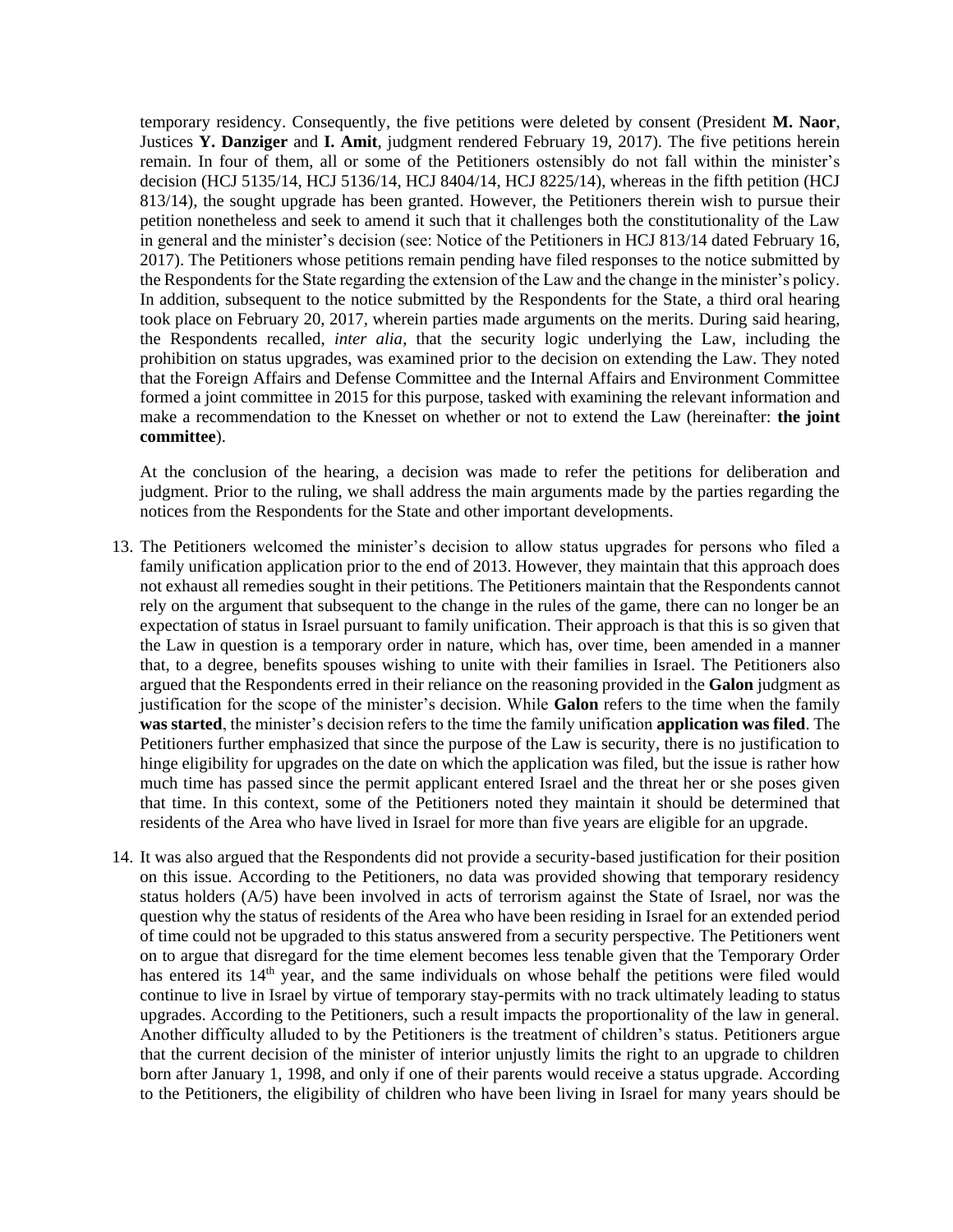temporary residency. Consequently, the five petitions were deleted by consent (President **M. Naor**, Justices **Y. Danziger** and **I. Amit**, judgment rendered February 19, 2017). The five petitions herein remain. In four of them, all or some of the Petitioners ostensibly do not fall within the minister's decision (HCJ 5135/14, HCJ 5136/14, HCJ 8404/14, HCJ 8225/14), whereas in the fifth petition (HCJ 813/14), the sought upgrade has been granted. However, the Petitioners therein wish to pursue their petition nonetheless and seek to amend it such that it challenges both the constitutionality of the Law in general and the minister's decision (see: Notice of the Petitioners in HCJ 813/14 dated February 16, 2017). The Petitioners whose petitions remain pending have filed responses to the notice submitted by the Respondents for the State regarding the extension of the Law and the change in the minister's policy. In addition, subsequent to the notice submitted by the Respondents for the State, a third oral hearing took place on February 20, 2017, wherein parties made arguments on the merits. During said hearing, the Respondents recalled, *inter alia*, that the security logic underlying the Law, including the prohibition on status upgrades, was examined prior to the decision on extending the Law. They noted that the Foreign Affairs and Defense Committee and the Internal Affairs and Environment Committee formed a joint committee in 2015 for this purpose, tasked with examining the relevant information and make a recommendation to the Knesset on whether or not to extend the Law (hereinafter: **the joint committee**).

At the conclusion of the hearing, a decision was made to refer the petitions for deliberation and judgment. Prior to the ruling, we shall address the main arguments made by the parties regarding the notices from the Respondents for the State and other important developments.

13. The Petitioners welcomed the minister's decision to allow status upgrades for persons who filed a family unification application prior to the end of 2013. However, they maintain that this approach does not exhaust all remedies sought in their petitions. The Petitioners maintain that the Respondents cannot rely on the argument that subsequent to the change in the rules of the game, there can no longer be an expectation of status in Israel pursuant to family unification. Their approach is that this is so given that the Law in question is a temporary order in nature, which has, over time, been amended in a manner that, to a degree, benefits spouses wishing to unite with their families in Israel. The Petitioners also argued that the Respondents erred in their reliance on the reasoning provided in the **Galon** judgment as justification for the scope of the minister's decision. While **Galon** refers to the time when the family **was started**, the minister's decision refers to the time the family unification **application was filed**. The Petitioners further emphasized that since the purpose of the Law is security, there is no justification to hinge eligibility for upgrades on the date on which the application was filed, but the issue is rather how much time has passed since the permit applicant entered Israel and the threat her or she poses given that time. In this context, some of the Petitioners noted they maintain it should be determined that residents of the Area who have lived in Israel for more than five years are eligible for an upgrade.

14. It was also argued that the Respondents did not provide a security-based justification for their position on this issue. According to the Petitioners, no data was provided showing that temporary residency status holders (A/5) have been involved in acts of terrorism against the State of Israel, nor was the question why the status of residents of the Area who have been residing in Israel for an extended period of time could not be upgraded to this status answered from a security perspective. The Petitioners went on to argue that disregard for the time element becomes less tenable given that the Temporary Order has entered its 14th year, and the same individuals on whose behalf the petitions were filed would continue to live in Israel by virtue of temporary stay-permits with no track ultimately leading to status upgrades. According to the Petitioners, such a result impacts the proportionality of the law in general. Another difficulty alluded to by the Petitioners is the treatment of children's status. Petitioners argue that the current decision of the minister of interior unjustly limits the right to an upgrade to children born after January 1, 1998, and only if one of their parents would receive a status upgrade. According to the Petitioners, the eligibility of children who have been living in Israel for many years should be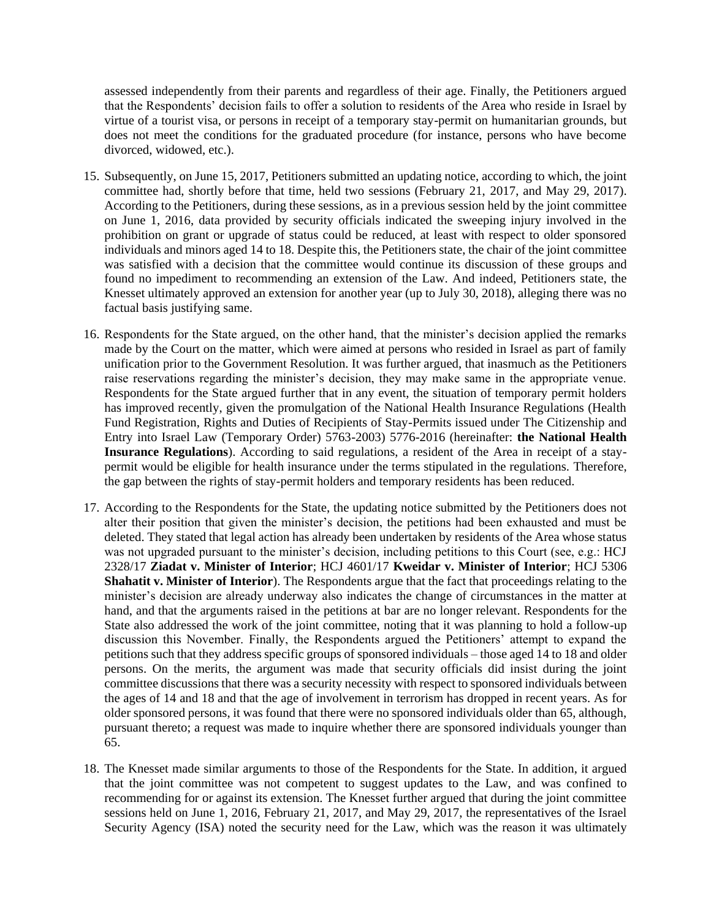assessed independently from their parents and regardless of their age. Finally, the Petitioners argued that the Respondents' decision fails to offer a solution to residents of the Area who reside in Israel by virtue of a tourist visa, or persons in receipt of a temporary stay-permit on humanitarian grounds, but does not meet the conditions for the graduated procedure (for instance, persons who have become divorced, widowed, etc.).

15. Subsequently, on June 15, 2017, Petitioners submitted an updating notice, according to which, the joint committee had, shortly before that time, held two sessions (February 21, 2017, and May 29, 2017). According to the Petitioners, during these sessions, as in a previous session held by the joint committee on June 1, 2016, data provided by security officials indicated the sweeping injury involved in the prohibition on grant or upgrade of status could be reduced, at least with respect to older sponsored individuals and minors aged 14 to 18. Despite this, the Petitioners state, the chair of the joint committee was satisfied with a decision that the committee would continue its discussion of these groups and found no impediment to recommending an extension of the Law. And indeed, Petitioners state, the Knesset ultimately approved an extension for another year (up to July 30, 2018), alleging there was no factual basis justifying same.

16. Respondents for the State argued, on the other hand, that the minister's decision applied the remarks made by the Court on the matter, which were aimed at persons who resided in Israel as part of family unification prior to the Government Resolution. It was further argued, that inasmuch as the Petitioners raise reservations regarding the minister's decision, they may make same in the appropriate venue. Respondents for the State argued further that in any event, the situation of temporary permit holders has improved recently, given the promulgation of the National Health Insurance Regulations (Health Fund Registration, Rights and Duties of Recipients of Stay-Permits issued under The Citizenship and Entry into Israel Law (Temporary Order) 5763-2003) 5776-2016 (hereinafter: **the National Health Insurance Regulations**). According to said regulations, a resident of the Area in receipt of a stay-permit would be eligible for health insurance under the terms stipulated in the regulations. Therefore, the gap between the rights of stay-permit holders and temporary residents has been reduced.

17. According to the Respondents for the State, the updating notice submitted by the Petitioners does not alter their position that given the minister's decision, the petitions had been exhausted and must be deleted. They stated that legal action has already been undertaken by residents of the Area whose status was not upgraded pursuant to the minister's decision, including petitions to this Court (see, e.g.: HCJ 2328/17 **Ziadat v. Minister of Interior**; HCJ 4601/17 **Kweidar v. Minister of Interior**; HCJ 5306 **Shahatit v. Minister of Interior**). The Respondents argue that the fact that proceedings relating to the minister's decision are already underway also indicates the change of circumstances in the matter at hand, and that the arguments raised in the petitions at bar are no longer relevant. Respondents for the State also addressed the work of the joint committee, noting that it was planning to hold a follow-up discussion this November. Finally, the Respondents argued the Petitioners' attempt to expand the petitions such that they address specific groups of sponsored individuals – those aged 14 to 18 and older persons. On the merits, the argument was made that security officials did insist during the joint committee discussions that there was a security necessity with respect to sponsored individuals between the ages of 14 and 18 and that the age of involvement in terrorism has dropped in recent years. As for older sponsored persons, it was found that there were no sponsored individuals older than 65, although, pursuant thereto; a request was made to inquire whether there are sponsored individuals younger than 65.

18. The Knesset made similar arguments to those of the Respondents for the State. In addition, it argued that the joint committee was not competent to suggest updates to the Law, and was confined to recommending for or against its extension. The Knesset further argued that during the joint committee sessions held on June 1, 2016, February 21, 2017, and May 29, 2017, the representatives of the Israel Security Agency (ISA) noted the security need for the Law, which was the reason it was ultimately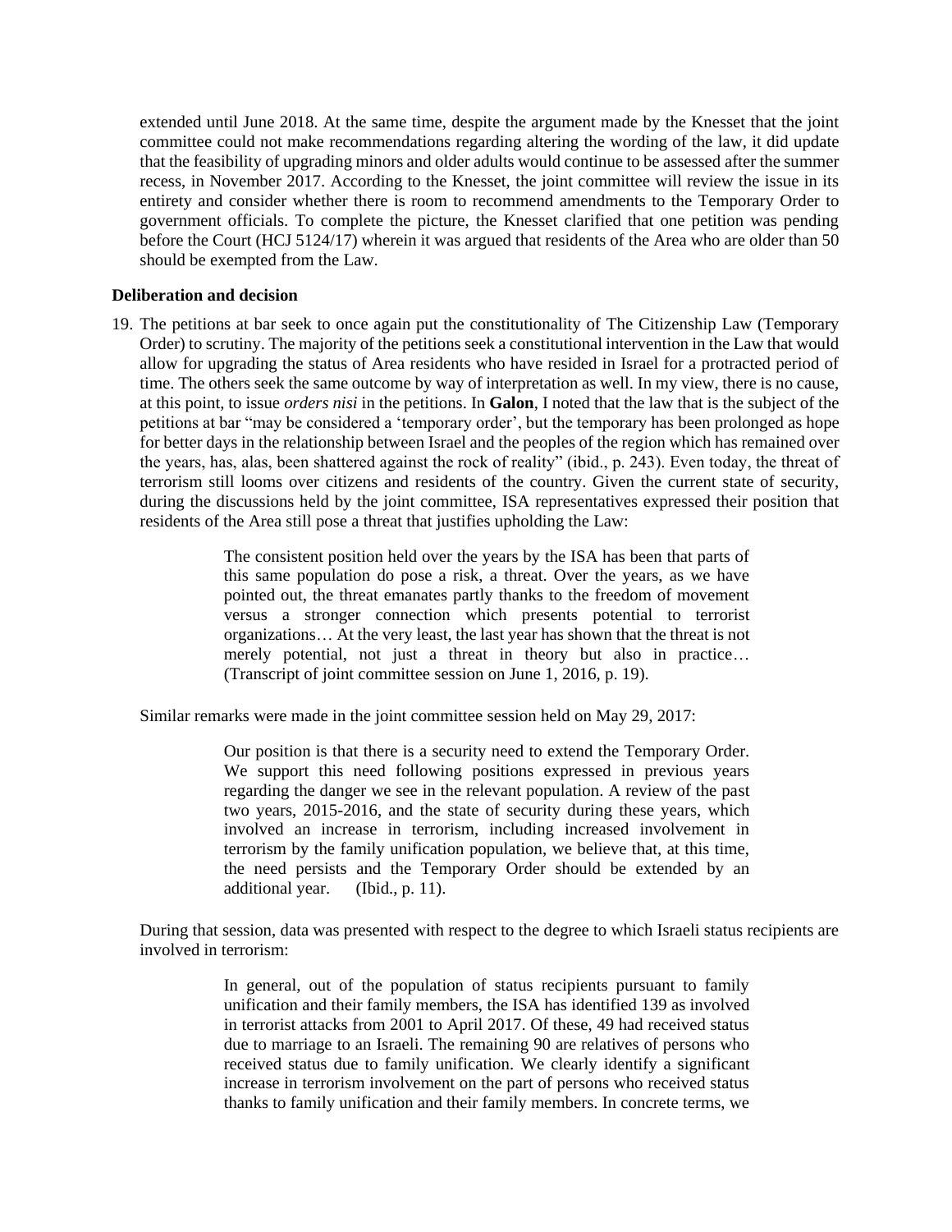extended until June 2018. At the same time, despite the argument made by the Knesset that the joint committee could not make recommendations regarding altering the wording of the law, it did update that the feasibility of upgrading minors and older adults would continue to be assessed after the summer recess, in November 2017. According to the Knesset, the joint committee will review the issue in its entirety and consider whether there is room to recommend amendments to the Temporary Order to government officials. To complete the picture, the Knesset clarified that one petition was pending before the Court (HCJ 5124/17) wherein it was argued that residents of the Area who are older than 50 should be exempted from the Law.

**Deliberation and decision**

19. The petitions at bar seek to once again put the constitutionality of The Citizenship Law (Temporary Order) to scrutiny. The majority of the petitions seek a constitutional intervention in the Law that would allow for upgrading the status of Area residents who have resided in Israel for a protracted period of time. The others seek the same outcome by way of interpretation as well. In my view, there is no cause, at this point, to issue *orders nisi* in the petitions. In **Galon**, I noted that the law that is the subject of the petitions at bar "may be considered a 'temporary order', but the temporary has been prolonged as hope for better days in the relationship between Israel and the peoples of the region which has remained over the years, has, alas, been shattered against the rock of reality" (ibid., p. 243). Even today, the threat of terrorism still looms over citizens and residents of the country. Given the current state of security, during the discussions held by the joint committee, ISA representatives expressed their position that residents of the Area still pose a threat that justifies upholding the Law:

> The consistent position held over the years by the ISA has been that parts of this same population do pose a risk, a threat. Over the years, as we have pointed out, the threat emanates partly thanks to the freedom of movement versus a stronger connection which presents potential to terrorist organizations… At the very least, the last year has shown that the threat is not merely potential, not just a threat in theory but also in practice… (Transcript of joint committee session on June 1, 2016, p. 19).

Similar remarks were made in the joint committee session held on May 29, 2017:

> Our position is that there is a security need to extend the Temporary Order. We support this need following positions expressed in previous years regarding the danger we see in the relevant population. A review of the past two years, 2015-2016, and the state of security during these years, which involved an increase in terrorism, including increased involvement in terrorism by the family unification population, we believe that, at this time, the need persists and the Temporary Order should be extended by an additional year. (Ibid., p. 11).

During that session, data was presented with respect to the degree to which Israeli status recipients are involved in terrorism:

> In general, out of the population of status recipients pursuant to family unification and their family members, the ISA has identified 139 as involved in terrorist attacks from 2001 to April 2017. Of these, 49 had received status due to marriage to an Israeli. The remaining 90 are relatives of persons who received status due to family unification. We clearly identify a significant increase in terrorism involvement on the part of persons who received status thanks to family unification and their family members. In concrete terms, we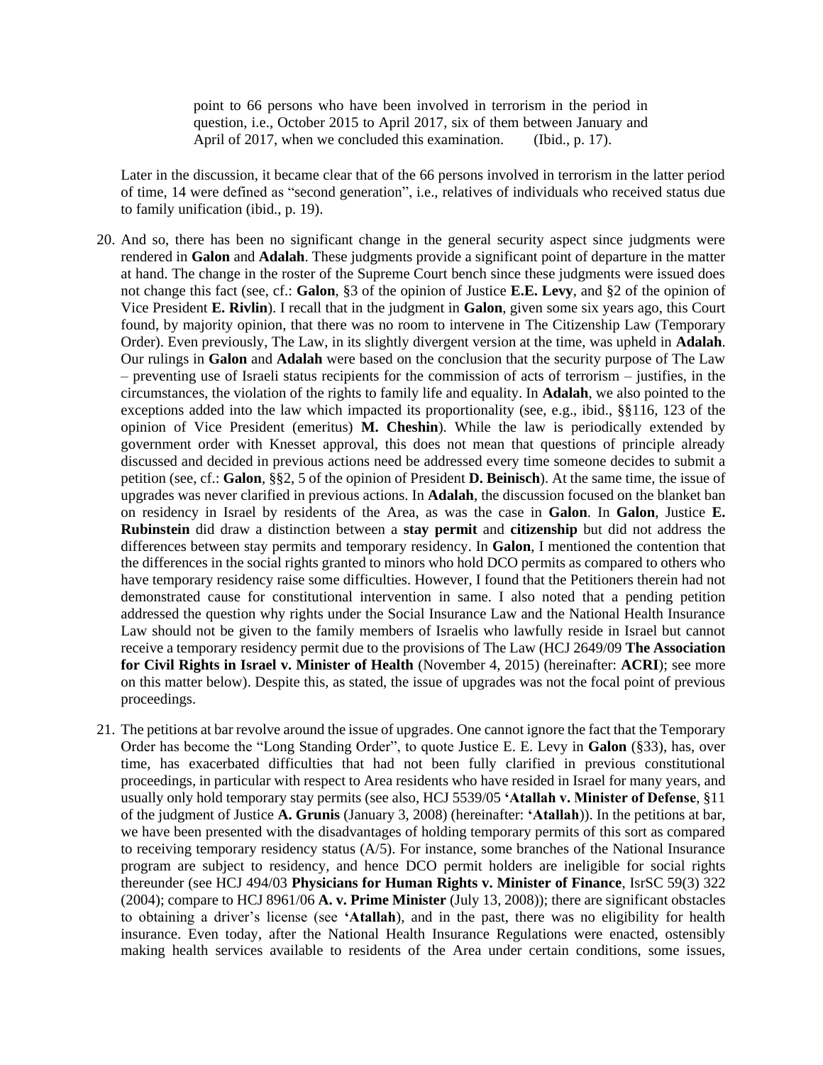> point to 66 persons who have been involved in terrorism in the period in question, i.e., October 2015 to April 2017, six of them between January and April of 2017, when we concluded this examination. (Ibid., p. 17).

Later in the discussion, it became clear that of the 66 persons involved in terrorism in the latter period of time, 14 were defined as "second generation", i.e., relatives of individuals who received status due to family unification (ibid., p. 19).

20. And so, there has been no significant change in the general security aspect since judgments were rendered in **Galon** and **Adalah**. These judgments provide a significant point of departure in the matter at hand. The change in the roster of the Supreme Court bench since these judgments were issued does not change this fact (see, cf.: **Galon**, §3 of the opinion of Justice **E.E. Levy**, and §2 of the opinion of Vice President **E. Rivlin**). I recall that in the judgment in **Galon**, given some six years ago, this Court found, by majority opinion, that there was no room to intervene in The Citizenship Law (Temporary Order). Even previously, The Law, in its slightly divergent version at the time, was upheld in **Adalah**. Our rulings in **Galon** and **Adalah** were based on the conclusion that the security purpose of The Law – preventing use of Israeli status recipients for the commission of acts of terrorism – justifies, in the circumstances, the violation of the rights to family life and equality. In **Adalah**, we also pointed to the exceptions added into the law which impacted its proportionality (see, e.g., ibid., §§116, 123 of the opinion of Vice President (emeritus) **M. Cheshin**). While the law is periodically extended by government order with Knesset approval, this does not mean that questions of principle already discussed and decided in previous actions need be addressed every time someone decides to submit a petition (see, cf.: **Galon**, §§2, 5 of the opinion of President **D. Beinisch**). At the same time, the issue of upgrades was never clarified in previous actions. In **Adalah**, the discussion focused on the blanket ban on residency in Israel by residents of the Area, as was the case in **Galon**. In **Galon**, Justice **E. Rubinstein** did draw a distinction between a **stay permit** and **citizenship** but did not address the differences between stay permits and temporary residency. In **Galon**, I mentioned the contention that the differences in the social rights granted to minors who hold DCO permits as compared to others who have temporary residency raise some difficulties. However, I found that the Petitioners therein had not demonstrated cause for constitutional intervention in same. I also noted that a pending petition addressed the question why rights under the Social Insurance Law and the National Health Insurance Law should not be given to the family members of Israelis who lawfully reside in Israel but cannot receive a temporary residency permit due to the provisions of The Law (HCJ 2649/09 **The Association for Civil Rights in Israel v. Minister of Health** (November 4, 2015) (hereinafter: **ACRI**); see more on this matter below). Despite this, as stated, the issue of upgrades was not the focal point of previous proceedings.

21. The petitions at bar revolve around the issue of upgrades. One cannot ignore the fact that the Temporary Order has become the "Long Standing Order", to quote Justice E. E. Levy in **Galon** (§33), has, over time, has exacerbated difficulties that had not been fully clarified in previous constitutional proceedings, in particular with respect to Area residents who have resided in Israel for many years, and usually only hold temporary stay permits (see also, HCJ 5539/05 **'Atallah v. Minister of Defense**, §11 of the judgment of Justice **A. Grunis** (January 3, 2008) (hereinafter: **'Atallah**)). In the petitions at bar, we have been presented with the disadvantages of holding temporary permits of this sort as compared to receiving temporary residency status (A/5). For instance, some branches of the National Insurance program are subject to residency, and hence DCO permit holders are ineligible for social rights thereunder (see HCJ 494/03 **Physicians for Human Rights v. Minister of Finance**, IsrSC 59(3) 322 (2004); compare to HCJ 8961/06 **A. v. Prime Minister** (July 13, 2008)); there are significant obstacles to obtaining a driver's license (see **'Atallah**), and in the past, there was no eligibility for health insurance. Even today, after the National Health Insurance Regulations were enacted, ostensibly making health services available to residents of the Area under certain conditions, some issues,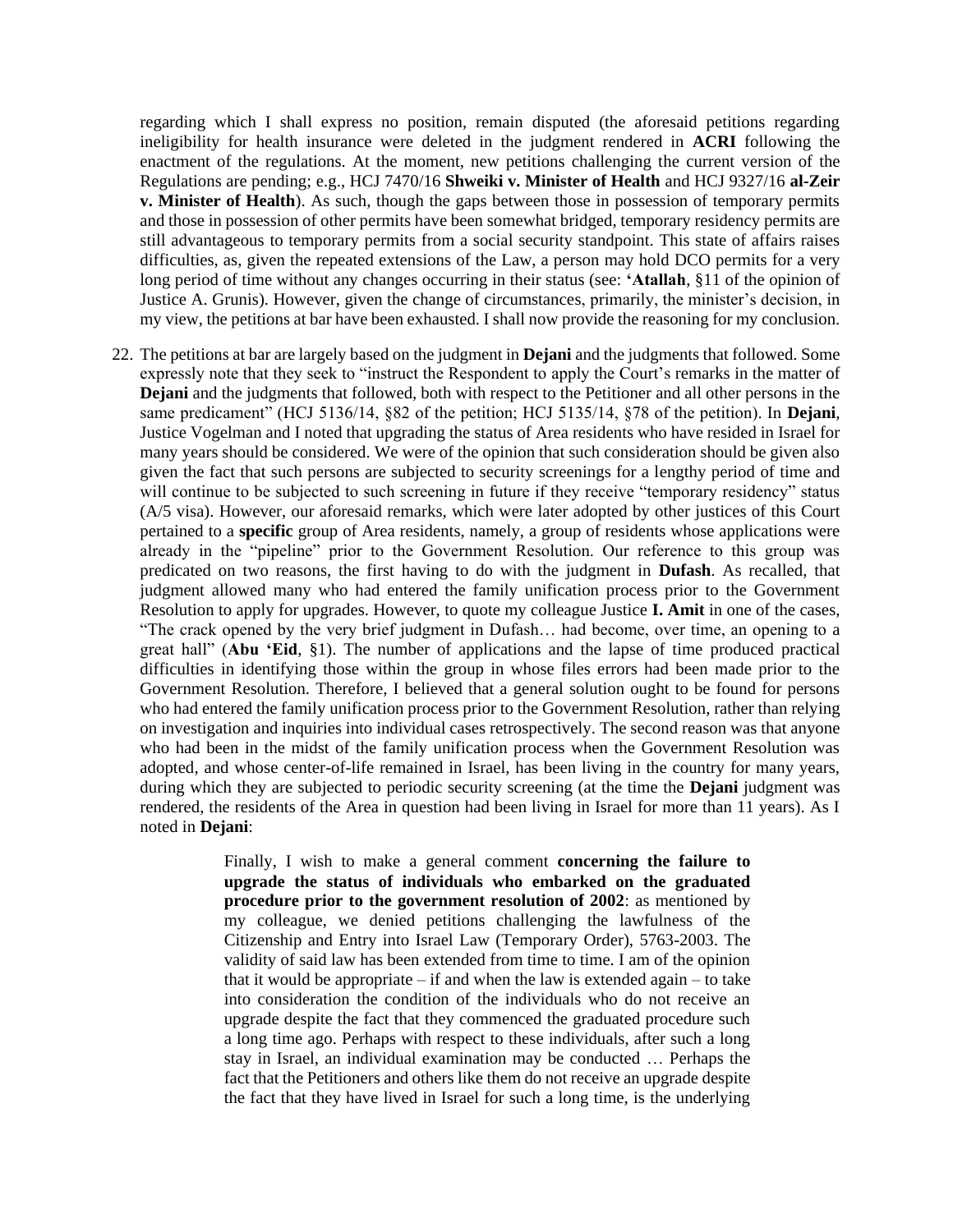regarding which I shall express no position, remain disputed (the aforesaid petitions regarding ineligibility for health insurance were deleted in the judgment rendered in **ACRI** following the enactment of the regulations. At the moment, new petitions challenging the current version of the Regulations are pending; e.g., HCJ 7470/16 **Shweiki v. Minister of Health** and HCJ 9327/16 **al-Zeir v. Minister of Health**). As such, though the gaps between those in possession of temporary permits and those in possession of other permits have been somewhat bridged, temporary residency permits are still advantageous to temporary permits from a social security standpoint. This state of affairs raises difficulties, as, given the repeated extensions of the Law, a person may hold DCO permits for a very long period of time without any changes occurring in their status (see: **'Atallah**, §11 of the opinion of Justice A. Grunis). However, given the change of circumstances, primarily, the minister's decision, in my view, the petitions at bar have been exhausted. I shall now provide the reasoning for my conclusion.

22. The petitions at bar are largely based on the judgment in **Dejani** and the judgments that followed. Some expressly note that they seek to "instruct the Respondent to apply the Court's remarks in the matter of **Dejani** and the judgments that followed, both with respect to the Petitioner and all other persons in the same predicament" (HCJ 5136/14, §82 of the petition; HCJ 5135/14, §78 of the petition). In **Dejani**, Justice Vogelman and I noted that upgrading the status of Area residents who have resided in Israel for many years should be considered. We were of the opinion that such consideration should be given also given the fact that such persons are subjected to security screenings for a lengthy period of time and will continue to be subjected to such screening in future if they receive "temporary residency" status (A/5 visa). However, our aforesaid remarks, which were later adopted by other justices of this Court pertained to a **specific** group of Area residents, namely, a group of residents whose applications were already in the "pipeline" prior to the Government Resolution. Our reference to this group was predicated on two reasons, the first having to do with the judgment in **Dufash**. As recalled, that judgment allowed many who had entered the family unification process prior to the Government Resolution to apply for upgrades. However, to quote my colleague Justice **I. Amit** in one of the cases, "The crack opened by the very brief judgment in Dufash… had become, over time, an opening to a great hall" (**Abu 'Eid**, §1). The number of applications and the lapse of time produced practical difficulties in identifying those within the group in whose files errors had been made prior to the Government Resolution. Therefore, I believed that a general solution ought to be found for persons who had entered the family unification process prior to the Government Resolution, rather than relying on investigation and inquiries into individual cases retrospectively. The second reason was that anyone who had been in the midst of the family unification process when the Government Resolution was adopted, and whose center-of-life remained in Israel, has been living in the country for many years, during which they are subjected to periodic security screening (at the time the **Dejani** judgment was rendered, the residents of the Area in question had been living in Israel for more than 11 years). As I noted in **Dejani**:

> Finally, I wish to make a general comment **concerning the failure to upgrade the status of individuals who embarked on the graduated procedure prior to the government resolution of 2002**: as mentioned by my colleague, we denied petitions challenging the lawfulness of the Citizenship and Entry into Israel Law (Temporary Order), 5763-2003. The validity of said law has been extended from time to time. I am of the opinion that it would be appropriate – if and when the law is extended again – to take into consideration the condition of the individuals who do not receive an upgrade despite the fact that they commenced the graduated procedure such a long time ago. Perhaps with respect to these individuals, after such a long stay in Israel, an individual examination may be conducted … Perhaps the fact that the Petitioners and others like them do not receive an upgrade despite the fact that they have lived in Israel for such a long time, is the underlying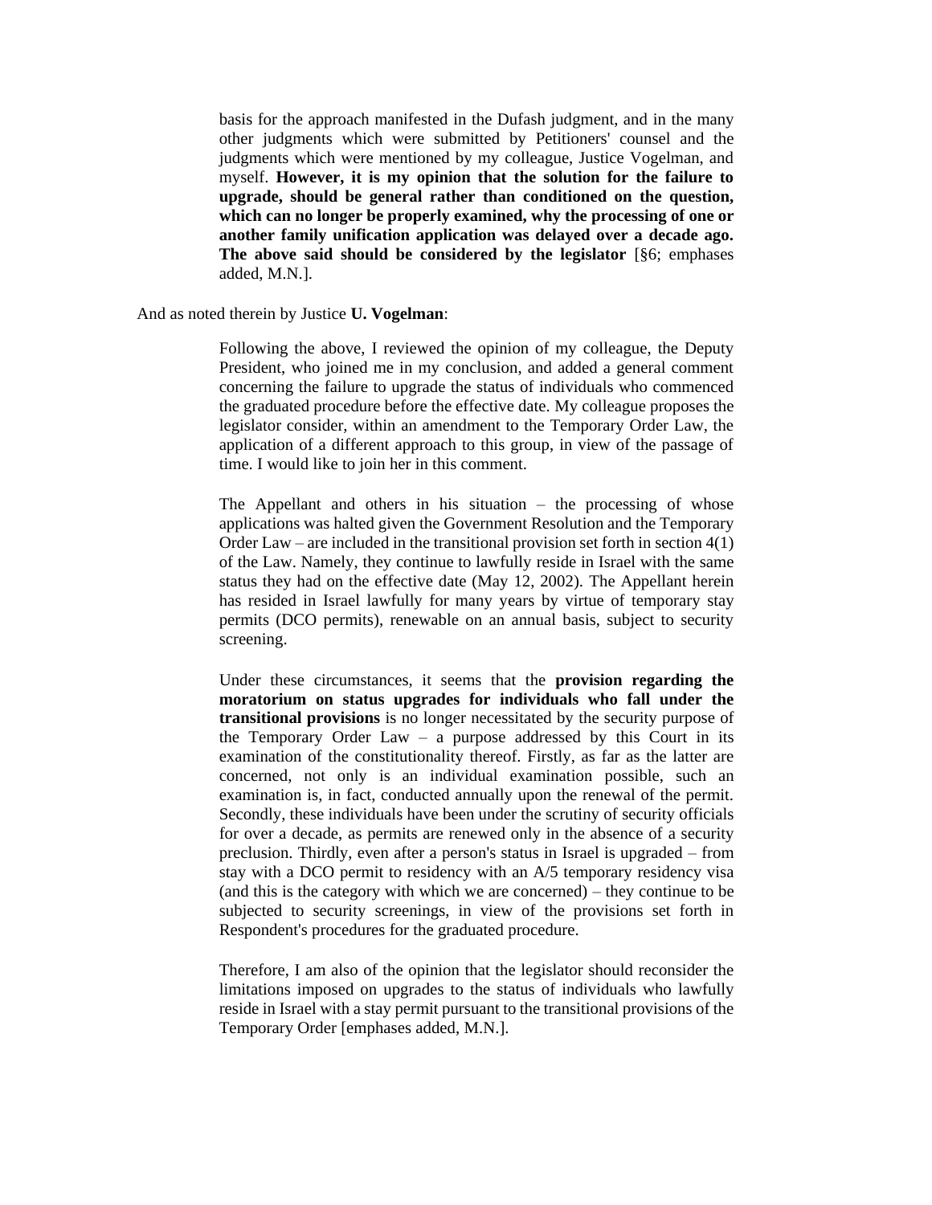> basis for the approach manifested in the Dufash judgment, and in the many other judgments which were submitted by Petitioners' counsel and the judgments which were mentioned by my colleague, Justice Vogelman, and myself. **However, it is my opinion that the solution for the failure to upgrade, should be general rather than conditioned on the question, which can no longer be properly examined, why the processing of one or another family unification application was delayed over a decade ago. The above said should be considered by the legislator** [§6; emphases added, M.N.].

And as noted therein by Justice **U. Vogelman**:

> Following the above, I reviewed the opinion of my colleague, the Deputy President, who joined me in my conclusion, and added a general comment concerning the failure to upgrade the status of individuals who commenced the graduated procedure before the effective date. My colleague proposes the legislator consider, within an amendment to the Temporary Order Law, the application of a different approach to this group, in view of the passage of time. I would like to join her in this comment.
>
> The Appellant and others in his situation – the processing of whose applications was halted given the Government Resolution and the Temporary Order Law – are included in the transitional provision set forth in section 4(1) of the Law. Namely, they continue to lawfully reside in Israel with the same status they had on the effective date (May 12, 2002). The Appellant herein has resided in Israel lawfully for many years by virtue of temporary stay permits (DCO permits), renewable on an annual basis, subject to security screening.
>
> Under these circumstances, it seems that the **provision regarding the moratorium on status upgrades for individuals who fall under the transitional provisions** is no longer necessitated by the security purpose of the Temporary Order Law – a purpose addressed by this Court in its examination of the constitutionality thereof. Firstly, as far as the latter are concerned, not only is an individual examination possible, such an examination is, in fact, conducted annually upon the renewal of the permit. Secondly, these individuals have been under the scrutiny of security officials for over a decade, as permits are renewed only in the absence of a security preclusion. Thirdly, even after a person's status in Israel is upgraded – from stay with a DCO permit to residency with an A/5 temporary residency visa (and this is the category with which we are concerned) – they continue to be subjected to security screenings, in view of the provisions set forth in Respondent's procedures for the graduated procedure.
>
> Therefore, I am also of the opinion that the legislator should reconsider the limitations imposed on upgrades to the status of individuals who lawfully reside in Israel with a stay permit pursuant to the transitional provisions of the Temporary Order [emphases added, M.N.].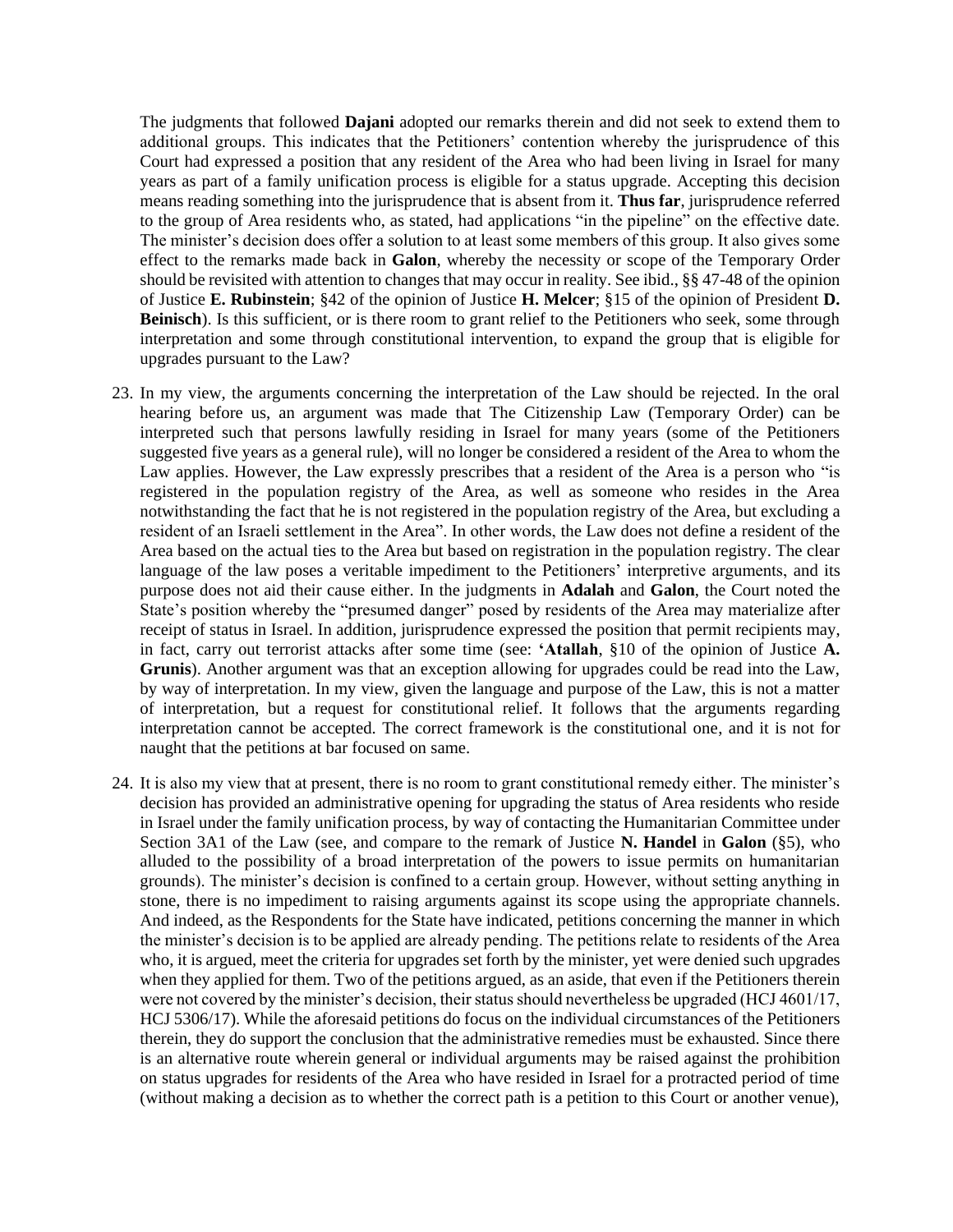The judgments that followed **Dajani** adopted our remarks therein and did not seek to extend them to additional groups. This indicates that the Petitioners' contention whereby the jurisprudence of this Court had expressed a position that any resident of the Area who had been living in Israel for many years as part of a family unification process is eligible for a status upgrade. Accepting this decision means reading something into the jurisprudence that is absent from it. **Thus far**, jurisprudence referred to the group of Area residents who, as stated, had applications "in the pipeline" on the effective date. The minister's decision does offer a solution to at least some members of this group. It also gives some effect to the remarks made back in **Galon**, whereby the necessity or scope of the Temporary Order should be revisited with attention to changes that may occur in reality. See ibid., §§ 47-48 of the opinion of Justice **E. Rubinstein**; §42 of the opinion of Justice **H. Melcer**; §15 of the opinion of President **D. Beinisch**). Is this sufficient, or is there room to grant relief to the Petitioners who seek, some through interpretation and some through constitutional intervention, to expand the group that is eligible for upgrades pursuant to the Law?

23. In my view, the arguments concerning the interpretation of the Law should be rejected. In the oral hearing before us, an argument was made that The Citizenship Law (Temporary Order) can be interpreted such that persons lawfully residing in Israel for many years (some of the Petitioners suggested five years as a general rule), will no longer be considered a resident of the Area to whom the Law applies. However, the Law expressly prescribes that a resident of the Area is a person who "is registered in the population registry of the Area, as well as someone who resides in the Area notwithstanding the fact that he is not registered in the population registry of the Area, but excluding a resident of an Israeli settlement in the Area". In other words, the Law does not define a resident of the Area based on the actual ties to the Area but based on registration in the population registry. The clear language of the law poses a veritable impediment to the Petitioners' interpretive arguments, and its purpose does not aid their cause either. In the judgments in **Adalah** and **Galon**, the Court noted the State's position whereby the "presumed danger" posed by residents of the Area may materialize after receipt of status in Israel. In addition, jurisprudence expressed the position that permit recipients may, in fact, carry out terrorist attacks after some time (see: **'Atallah**, §10 of the opinion of Justice **A. Grunis**). Another argument was that an exception allowing for upgrades could be read into the Law, by way of interpretation. In my view, given the language and purpose of the Law, this is not a matter of interpretation, but a request for constitutional relief. It follows that the arguments regarding interpretation cannot be accepted. The correct framework is the constitutional one, and it is not for naught that the petitions at bar focused on same.

24. It is also my view that at present, there is no room to grant constitutional remedy either. The minister's decision has provided an administrative opening for upgrading the status of Area residents who reside in Israel under the family unification process, by way of contacting the Humanitarian Committee under Section 3A1 of the Law (see, and compare to the remark of Justice **N. Handel** in **Galon** (§5), who alluded to the possibility of a broad interpretation of the powers to issue permits on humanitarian grounds). The minister's decision is confined to a certain group. However, without setting anything in stone, there is no impediment to raising arguments against its scope using the appropriate channels. And indeed, as the Respondents for the State have indicated, petitions concerning the manner in which the minister's decision is to be applied are already pending. The petitions relate to residents of the Area who, it is argued, meet the criteria for upgrades set forth by the minister, yet were denied such upgrades when they applied for them. Two of the petitions argued, as an aside, that even if the Petitioners therein were not covered by the minister's decision, their status should nevertheless be upgraded (HCJ 4601/17, HCJ 5306/17). While the aforesaid petitions do focus on the individual circumstances of the Petitioners therein, they do support the conclusion that the administrative remedies must be exhausted. Since there is an alternative route wherein general or individual arguments may be raised against the prohibition on status upgrades for residents of the Area who have resided in Israel for a protracted period of time (without making a decision as to whether the correct path is a petition to this Court or another venue),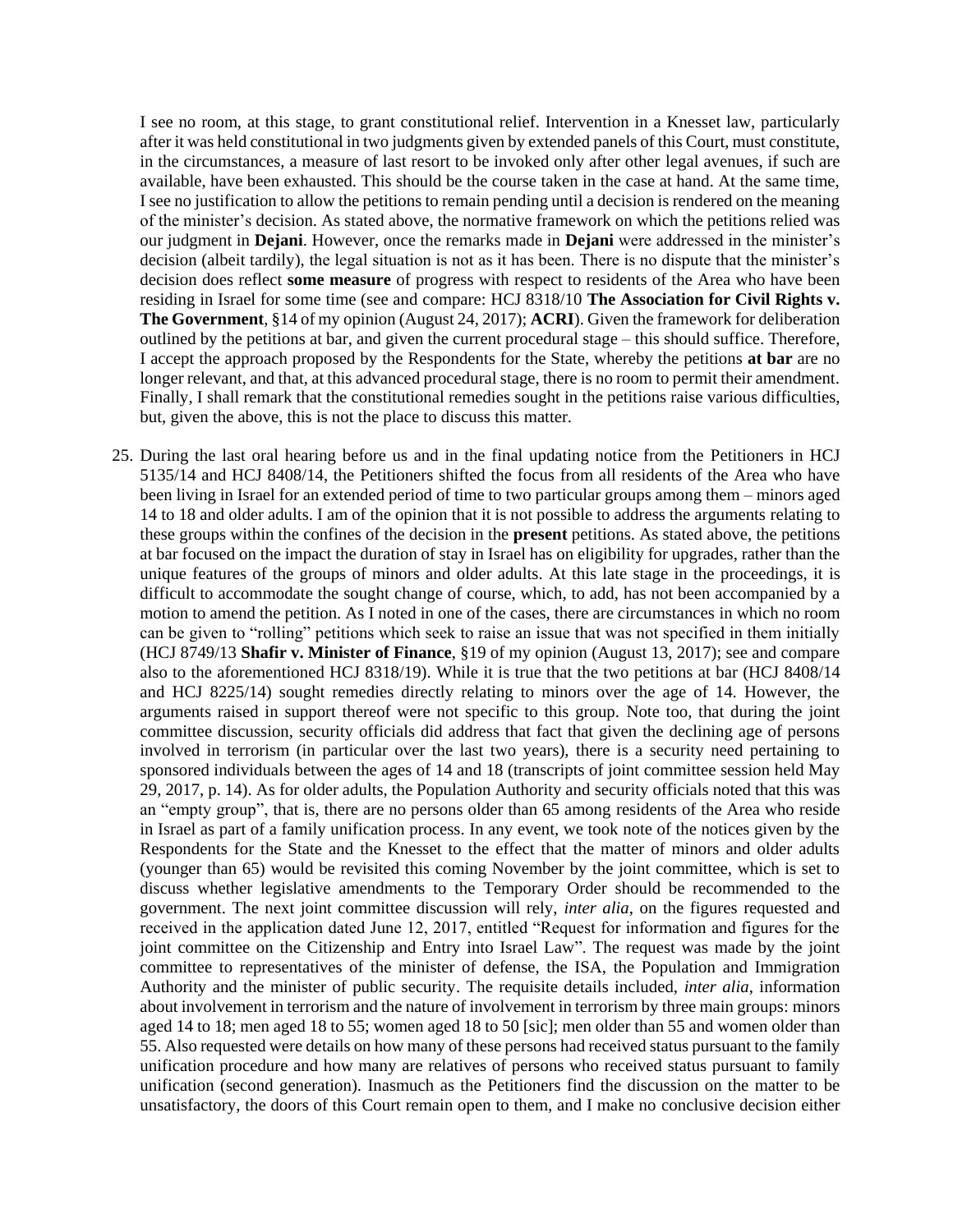I see no room, at this stage, to grant constitutional relief. Intervention in a Knesset law, particularly after it was held constitutional in two judgments given by extended panels of this Court, must constitute, in the circumstances, a measure of last resort to be invoked only after other legal avenues, if such are available, have been exhausted. This should be the course taken in the case at hand. At the same time, I see no justification to allow the petitions to remain pending until a decision is rendered on the meaning of the minister's decision. As stated above, the normative framework on which the petitions relied was our judgment in **Dejani**. However, once the remarks made in **Dejani** were addressed in the minister's decision (albeit tardily), the legal situation is not as it has been. There is no dispute that the minister's decision does reflect **some measure** of progress with respect to residents of the Area who have been residing in Israel for some time (see and compare: HCJ 8318/10 **The Association for Civil Rights v. The Government**, §14 of my opinion (August 24, 2017); **ACRI**). Given the framework for deliberation outlined by the petitions at bar, and given the current procedural stage – this should suffice. Therefore, I accept the approach proposed by the Respondents for the State, whereby the petitions **at bar** are no longer relevant, and that, at this advanced procedural stage, there is no room to permit their amendment. Finally, I shall remark that the constitutional remedies sought in the petitions raise various difficulties, but, given the above, this is not the place to discuss this matter.

25. During the last oral hearing before us and in the final updating notice from the Petitioners in HCJ 5135/14 and HCJ 8408/14, the Petitioners shifted the focus from all residents of the Area who have been living in Israel for an extended period of time to two particular groups among them – minors aged 14 to 18 and older adults. I am of the opinion that it is not possible to address the arguments relating to these groups within the confines of the decision in the **present** petitions. As stated above, the petitions at bar focused on the impact the duration of stay in Israel has on eligibility for upgrades, rather than the unique features of the groups of minors and older adults. At this late stage in the proceedings, it is difficult to accommodate the sought change of course, which, to add, has not been accompanied by a motion to amend the petition. As I noted in one of the cases, there are circumstances in which no room can be given to "rolling" petitions which seek to raise an issue that was not specified in them initially (HCJ 8749/13 **Shafir v. Minister of Finance**, §19 of my opinion (August 13, 2017); see and compare also to the aforementioned HCJ 8318/19). While it is true that the two petitions at bar (HCJ 8408/14 and HCJ 8225/14) sought remedies directly relating to minors over the age of 14. However, the arguments raised in support thereof were not specific to this group. Note too, that during the joint committee discussion, security officials did address that fact that given the declining age of persons involved in terrorism (in particular over the last two years), there is a security need pertaining to sponsored individuals between the ages of 14 and 18 (transcripts of joint committee session held May 29, 2017, p. 14). As for older adults, the Population Authority and security officials noted that this was an "empty group", that is, there are no persons older than 65 among residents of the Area who reside in Israel as part of a family unification process. In any event, we took note of the notices given by the Respondents for the State and the Knesset to the effect that the matter of minors and older adults (younger than 65) would be revisited this coming November by the joint committee, which is set to discuss whether legislative amendments to the Temporary Order should be recommended to the government. The next joint committee discussion will rely, *inter alia*, on the figures requested and received in the application dated June 12, 2017, entitled "Request for information and figures for the joint committee on the Citizenship and Entry into Israel Law". The request was made by the joint committee to representatives of the minister of defense, the ISA, the Population and Immigration Authority and the minister of public security. The requisite details included, *inter alia*, information about involvement in terrorism and the nature of involvement in terrorism by three main groups: minors aged 14 to 18; men aged 18 to 55; women aged 18 to 50 [sic]; men older than 55 and women older than 55. Also requested were details on how many of these persons had received status pursuant to the family unification procedure and how many are relatives of persons who received status pursuant to family unification (second generation). Inasmuch as the Petitioners find the discussion on the matter to be unsatisfactory, the doors of this Court remain open to them, and I make no conclusive decision either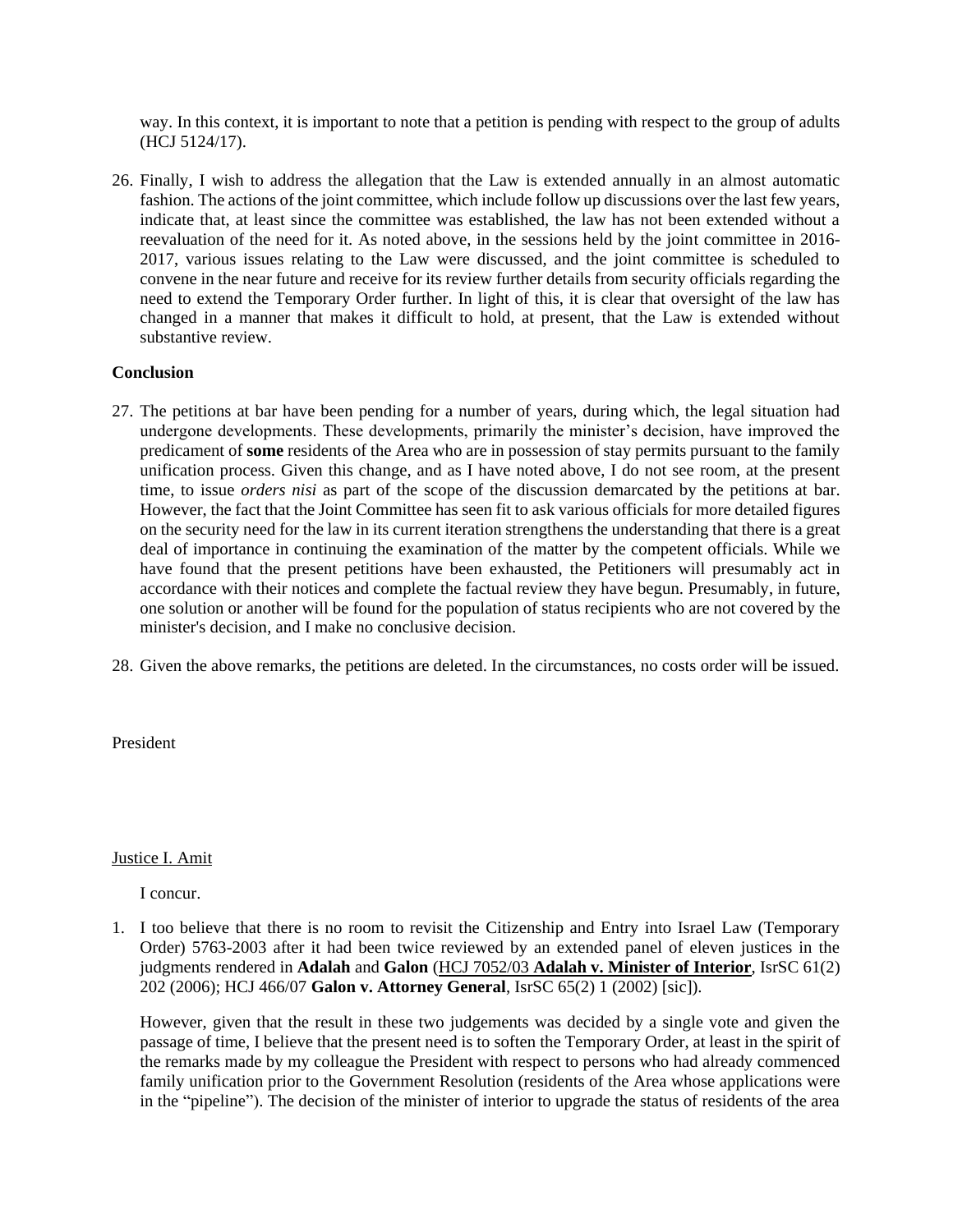way. In this context, it is important to note that a petition is pending with respect to the group of adults (HCJ 5124/17).

26. Finally, I wish to address the allegation that the Law is extended annually in an almost automatic fashion. The actions of the joint committee, which include follow up discussions over the last few years, indicate that, at least since the committee was established, the law has not been extended without a reevaluation of the need for it. As noted above, in the sessions held by the joint committee in 2016-2017, various issues relating to the Law were discussed, and the joint committee is scheduled to convene in the near future and receive for its review further details from security officials regarding the need to extend the Temporary Order further. In light of this, it is clear that oversight of the law has changed in a manner that makes it difficult to hold, at present, that the Law is extended without substantive review.

**Conclusion**

27. The petitions at bar have been pending for a number of years, during which, the legal situation had undergone developments. These developments, primarily the minister's decision, have improved the predicament of **some** residents of the Area who are in possession of stay permits pursuant to the family unification process. Given this change, and as I have noted above, I do not see room, at the present time, to issue *orders nisi* as part of the scope of the discussion demarcated by the petitions at bar. However, the fact that the Joint Committee has seen fit to ask various officials for more detailed figures on the security need for the law in its current iteration strengthens the understanding that there is a great deal of importance in continuing the examination of the matter by the competent officials. While we have found that the present petitions have been exhausted, the Petitioners will presumably act in accordance with their notices and complete the factual review they have begun. Presumably, in future, one solution or another will be found for the population of status recipients who are not covered by the minister's decision, and I make no conclusive decision.

28. Given the above remarks, the petitions are deleted. In the circumstances, no costs order will be issued.

President

Justice I. Amit

I concur.

1. I too believe that there is no room to revisit the Citizenship and Entry into Israel Law (Temporary Order) 5763-2003 after it had been twice reviewed by an extended panel of eleven justices in the judgments rendered in **Adalah** and **Galon** (HCJ 7052/03 **Adalah v. Minister of Interior**, IsrSC 61(2) 202 (2006); HCJ 466/07 **Galon v. Attorney General**, IsrSC 65(2) 1 (2002) [sic]).

However, given that the result in these two judgements was decided by a single vote and given the passage of time, I believe that the present need is to soften the Temporary Order, at least in the spirit of the remarks made by my colleague the President with respect to persons who had already commenced family unification prior to the Government Resolution (residents of the Area whose applications were in the "pipeline"). The decision of the minister of interior to upgrade the status of residents of the area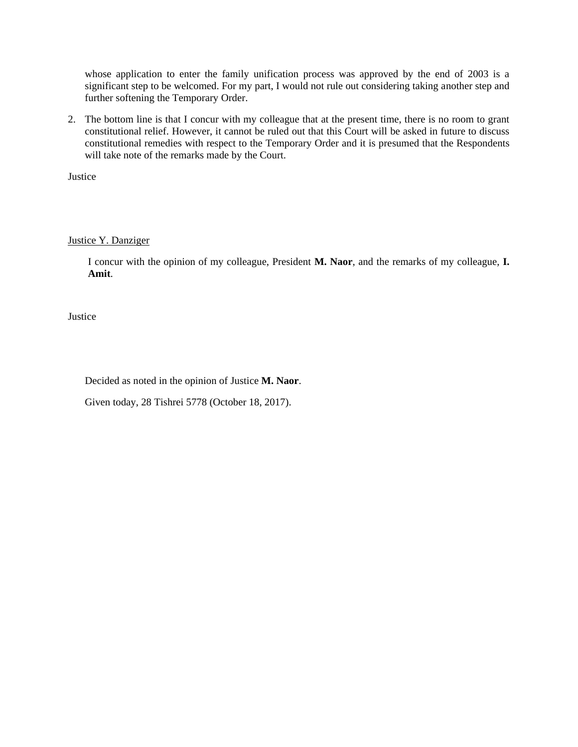whose application to enter the family unification process was approved by the end of 2003 is a significant step to be welcomed. For my part, I would not rule out considering taking another step and further softening the Temporary Order.

2. The bottom line is that I concur with my colleague that at the present time, there is no room to grant constitutional relief. However, it cannot be ruled out that this Court will be asked in future to discuss constitutional remedies with respect to the Temporary Order and it is presumed that the Respondents will take note of the remarks made by the Court.

Justice

Justice Y. Danziger

I concur with the opinion of my colleague, President **M. Naor**, and the remarks of my colleague, **I. Amit**.

Justice

Decided as noted in the opinion of Justice **M. Naor**.

Given today, 28 Tishrei 5778 (October 18, 2017).